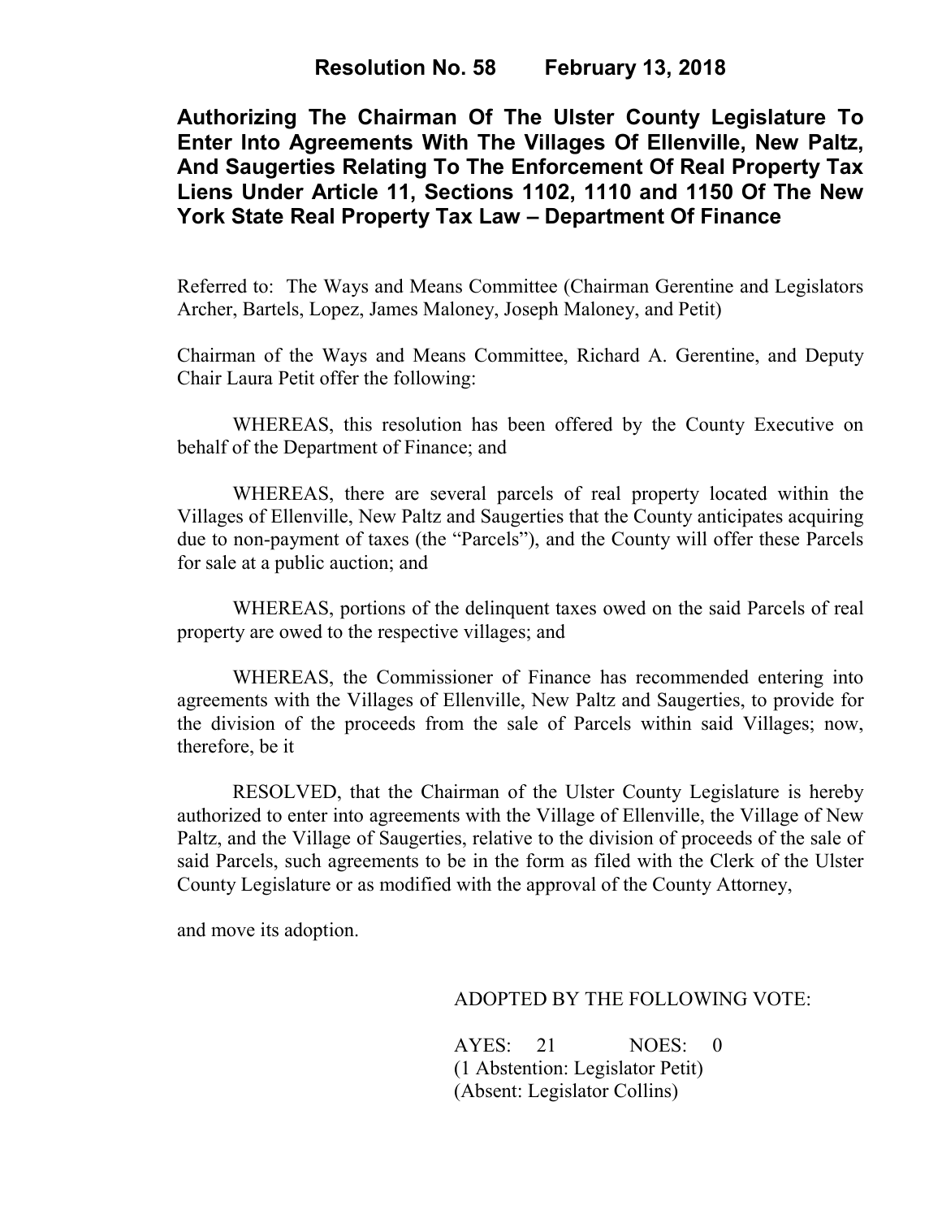**Resolution No. 58 February 13, 2018**

## Authorizing The Chairman Of The Ulster County Legislature To Enter Into Agreements With The Villages Of Ellenville, New Paltz, And Saugerties Relating To The Enforcement Of Real Property Tax Liens Under Article 11, Sections 1102, 1110 and 1150 Of The New York State Real Property Tax Law – Department Of Finance

Referred to: The Ways and Means Committee (Chairman Gerentine and Legislators Archer, Bartels, Lopez, James Maloney, Joseph Maloney, and Petit)

Chairman of the Ways and Means Committee, Richard A. Gerentine, and Deputy Chair Laura Petit offer the following:

WHEREAS, this resolution has been offered by the County Executive on behalf of the Department of Finance; and

WHEREAS, there are several parcels of real property located within the Villages of Ellenville, New Paltz and Saugerties that the County anticipates acquiring due to non-payment of taxes (the "Parcels"), and the County will offer these Parcels for sale at a public auction; and

WHEREAS, portions of the delinquent taxes owed on the said Parcels of real property are owed to the respective villages; and

WHEREAS, the Commissioner of Finance has recommended entering into agreements with the Villages of Ellenville, New Paltz and Saugerties, to provide for the division of the proceeds from the sale of Parcels within said Villages; now, therefore, be it

RESOLVED, that the Chairman of the Ulster County Legislature is hereby authorized to enter into agreements with the Village of Ellenville, the Village of New Paltz, and the Village of Saugerties, relative to the division of proceeds of the sale of said Parcels, such agreements to be in the form as filed with the Clerk of the Ulster County Legislature or as modified with the approval of the County Attorney,

and move its adoption.

ADOPTED BY THE FOLLOWING VOTE:

AYES: 21 NOES: 0
(1 Abstention: Legislator Petit)
(Absent: Legislator Collins)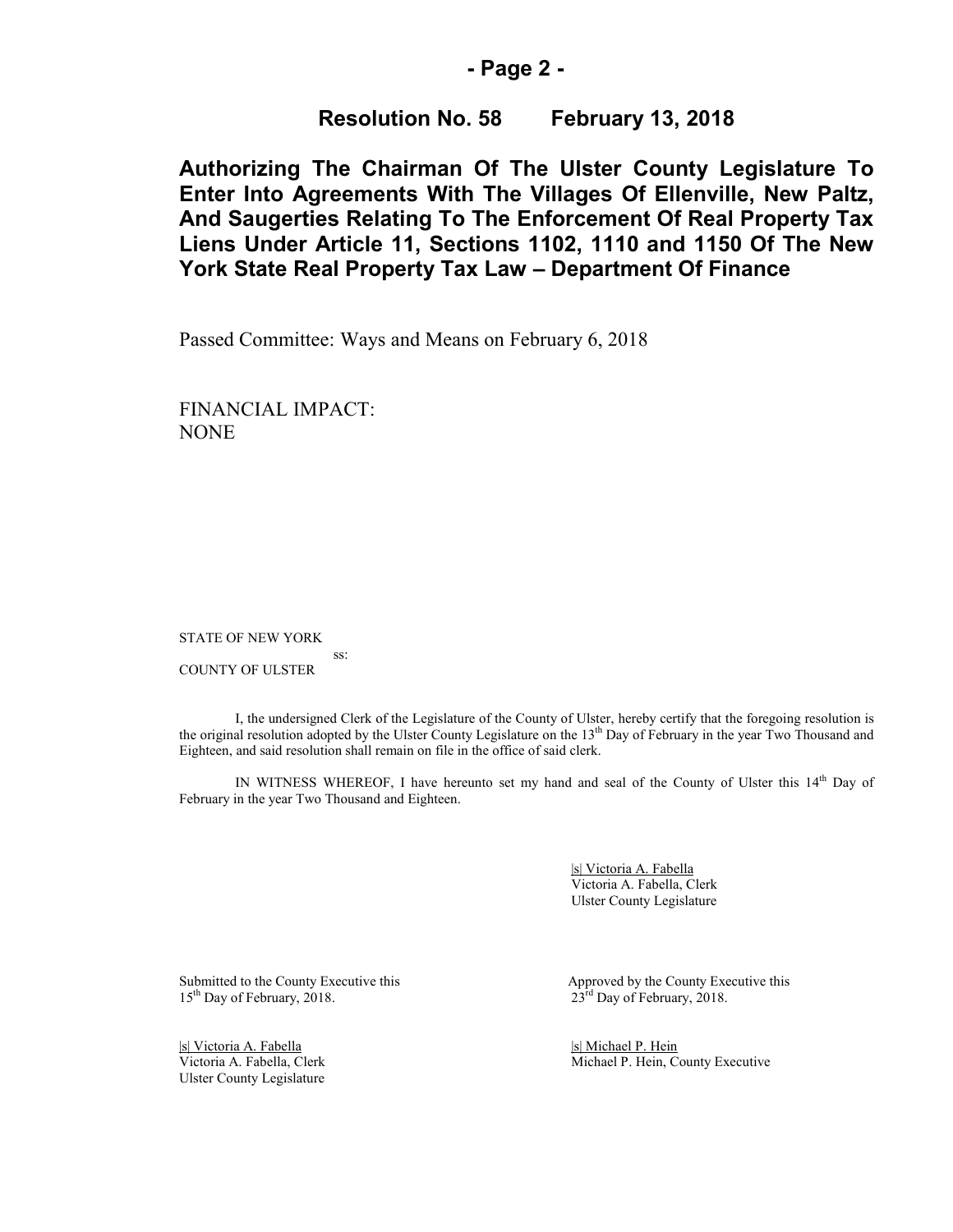**Resolution No. 58 February 13, 2018**

# Authorizing The Chairman Of The Ulster County Legislature To Enter Into Agreements With The Villages Of Ellenville, New Paltz, And Saugerties Relating To The Enforcement Of Real Property Tax Liens Under Article 11, Sections 1102, 1110 and 1150 Of The New York State Real Property Tax Law – Department Of Finance

Passed Committee: Ways and Means on February 6, 2018

FINANCIAL IMPACT:
NONE

STATE OF NEW YORK
ss:
COUNTY OF ULSTER

I, the undersigned Clerk of the Legislature of the County of Ulster, hereby certify that the foregoing resolution is the original resolution adopted by the Ulster County Legislature on the 13th Day of February in the year Two Thousand and Eighteen, and said resolution shall remain on file in the office of said clerk.

IN WITNESS WHEREOF, I have hereunto set my hand and seal of the County of Ulster this 14th Day of February in the year Two Thousand and Eighteen.

|s| Victoria A. Fabella
Victoria A. Fabella, Clerk
Ulster County Legislature

Submitted to the County Executive this 15th Day of February, 2018.

|s| Victoria A. Fabella
Victoria A. Fabella, Clerk
Ulster County Legislature

Approved by the County Executive this 23rd Day of February, 2018.

|s| Michael P. Hein
Michael P. Hein, County Executive